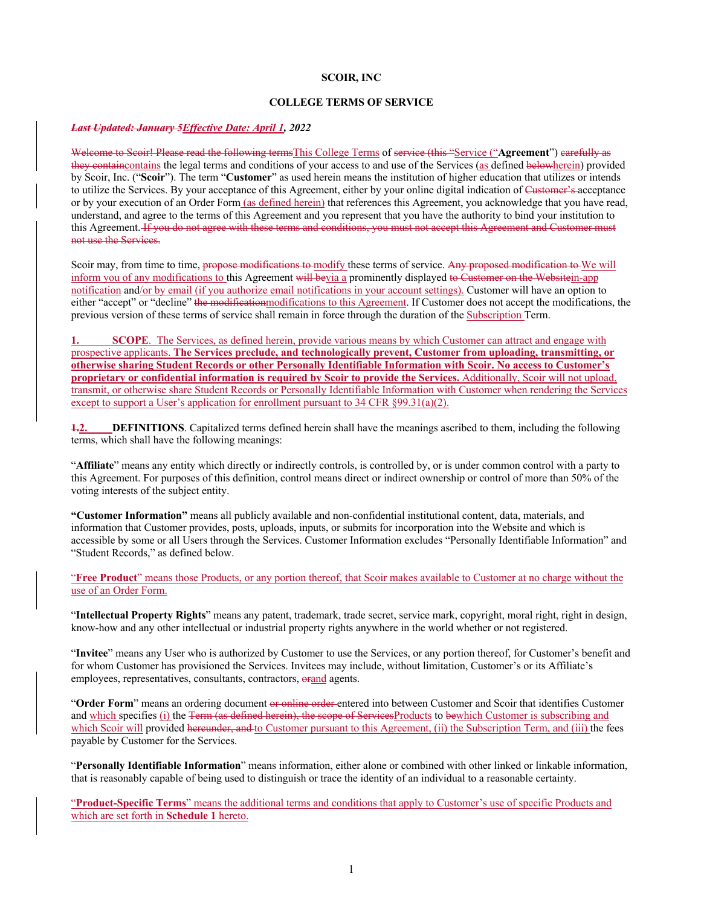# SCOIR, INC

## COLLEGE TERMS OF SERVICE

***~~Last Updated: January 5~~Effective Date: April 1, 2022***

~~Welcome to Scoir! Please read the following terms~~This College Terms of ~~service (this "~~Service ("**Agreement**") ~~carefully as they contain~~contains the legal terms and conditions of your access to and use of the Services (as defined ~~below~~herein) provided by Scoir, Inc. ("**Scoir**"). The term "**Customer**" as used herein means the institution of higher education that utilizes or intends to utilize the Services. By your acceptance of this Agreement, either by your online digital indication of ~~Customer's~~ acceptance or by your execution of an Order Form (as defined herein) that references this Agreement, you acknowledge that you have read, understand, and agree to the terms of this Agreement and you represent that you have the authority to bind your institution to this Agreement. ~~If you do not agree with these terms and conditions, you must not accept this Agreement and Customer must not use the Services.~~

Scoir may, from time to time, ~~propose modifications to~~ modify these terms of service. ~~Any proposed modification to~~ We will inform you of any modifications to this Agreement ~~will be~~via a prominently displayed ~~to Customer on the Website~~in-app notification and/or by email (if you authorize email notifications in your account settings). Customer will have an option to either "accept" or "decline" ~~the modification~~modifications to this Agreement. If Customer does not accept the modifications, the previous version of these terms of service shall remain in force through the duration of the Subscription Term.

**1. SCOPE**. The Services, as defined herein, provide various means by which Customer can attract and engage with prospective applicants. **The Services preclude, and technologically prevent, Customer from uploading, transmitting, or otherwise sharing Student Records or other Personally Identifiable Information with Scoir. No access to Customer's proprietary or confidential information is required by Scoir to provide the Services.** Additionally, Scoir will not upload, transmit, or otherwise share Student Records or Personally Identifiable Information with Customer when rendering the Services except to support a User's application for enrollment pursuant to 34 CFR §99.31(a)(2).

**~~1.~~2. DEFINITIONS**. Capitalized terms defined herein shall have the meanings ascribed to them, including the following terms, which shall have the following meanings:

"**Affiliate**" means any entity which directly or indirectly controls, is controlled by, or is under common control with a party to this Agreement. For purposes of this definition, control means direct or indirect ownership or control of more than 50% of the voting interests of the subject entity.

**"Customer Information"** means all publicly available and non-confidential institutional content, data, materials, and information that Customer provides, posts, uploads, inputs, or submits for incorporation into the Website and which is accessible by some or all Users through the Services. Customer Information excludes "Personally Identifiable Information" and "Student Records," as defined below.

"**Free Product**" means those Products, or any portion thereof, that Scoir makes available to Customer at no charge without the use of an Order Form.

"**Intellectual Property Rights**" means any patent, trademark, trade secret, service mark, copyright, moral right, right in design, know-how and any other intellectual or industrial property rights anywhere in the world whether or not registered.

"**Invitee**" means any User who is authorized by Customer to use the Services, or any portion thereof, for Customer's benefit and for whom Customer has provisioned the Services. Invitees may include, without limitation, Customer's or its Affiliate's employees, representatives, consultants, contractors, ~~or~~and agents.

"**Order Form**" means an ordering document ~~or online order~~ entered into between Customer and Scoir that identifies Customer and which specifies (i) the ~~Term (as defined herein), the scope of Services~~Products to ~~be~~which Customer is subscribing and which Scoir will provided ~~hereunder, and~~ to Customer pursuant to this Agreement, (ii) the Subscription Term, and (iii) the fees payable by Customer for the Services.

"**Personally Identifiable Information**" means information, either alone or combined with other linked or linkable information, that is reasonably capable of being used to distinguish or trace the identity of an individual to a reasonable certainty.

"**Product-Specific Terms**" means the additional terms and conditions that apply to Customer's use of specific Products and which are set forth in **Schedule 1** hereto.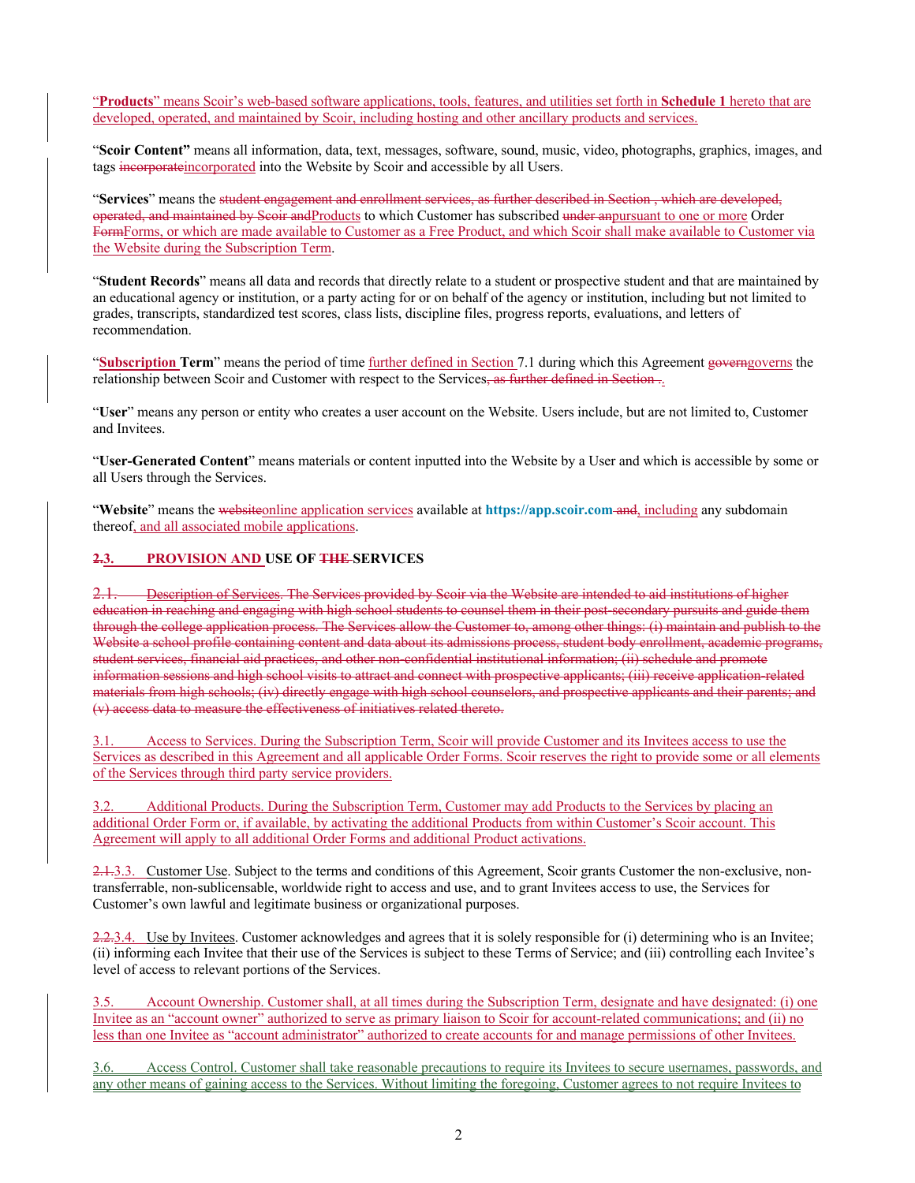"**Products**" means Scoir's web-based software applications, tools, features, and utilities set forth in **Schedule 1** hereto that are developed, operated, and maintained by Scoir, including hosting and other ancillary products and services.

"**Scoir Content"** means all information, data, text, messages, software, sound, music, video, photographs, graphics, images, and tags ~~incorporate~~incorporated into the Website by Scoir and accessible by all Users.

"**Services**" means the ~~student engagement and enrollment services, as further described in Section , which are developed, operated, and maintained by Scoir and~~Products to which Customer has subscribed ~~under an~~pursuant to one or more Order ~~Form~~Forms, or which are made available to Customer as a Free Product, and which Scoir shall make available to Customer via the Website during the Subscription Term.

"**Student Records**" means all data and records that directly relate to a student or prospective student and that are maintained by an educational agency or institution, or a party acting for or on behalf of the agency or institution, including but not limited to grades, transcripts, standardized test scores, class lists, discipline files, progress reports, evaluations, and letters of recommendation.

"**Subscription Term**" means the period of time further defined in Section 7.1 during which this Agreement ~~govern~~governs the relationship between Scoir and Customer with respect to the Services~~, as further defined in Section~~.

"**User**" means any person or entity who creates a user account on the Website. Users include, but are not limited to, Customer and Invitees.

"**User-Generated Content**" means materials or content inputted into the Website by a User and which is accessible by some or all Users through the Services.

"**Website**" means the ~~website~~online application services available at **https://app.scoir.com** ~~and~~, including any subdomain thereof, and all associated mobile applications.

## ~~2.~~3. PROVISION AND USE OF ~~THE~~ SERVICES

~~2.1. Description of Services. The Services provided by Scoir via the Website are intended to aid institutions of higher education in reaching and engaging with high school students to counsel them in their post-secondary pursuits and guide them through the college application process. The Services allow the Customer to, among other things: (i) maintain and publish to the Website a school profile containing content and data about its admissions process, student body enrollment, academic programs, student services, financial aid practices, and other non-confidential institutional information; (ii) schedule and promote information sessions and high school visits to attract and connect with prospective applicants; (iii) receive application-related materials from high schools; (iv) directly engage with high school counselors, and prospective applicants and their parents; and (v) access data to measure the effectiveness of initiatives related thereto.~~

3.1. Access to Services. During the Subscription Term, Scoir will provide Customer and its Invitees access to use the Services as described in this Agreement and all applicable Order Forms. Scoir reserves the right to provide some or all elements of the Services through third party service providers.

3.2. Additional Products. During the Subscription Term, Customer may add Products to the Services by placing an additional Order Form or, if available, by activating the additional Products from within Customer's Scoir account. This Agreement will apply to all additional Order Forms and additional Product activations.

~~2.1.~~3.3. Customer Use. Subject to the terms and conditions of this Agreement, Scoir grants Customer the non-exclusive, non-transferrable, non-sublicensable, worldwide right to access and use, and to grant Invitees access to use, the Services for Customer's own lawful and legitimate business or organizational purposes.

~~2.2.~~3.4. Use by Invitees. Customer acknowledges and agrees that it is solely responsible for (i) determining who is an Invitee; (ii) informing each Invitee that their use of the Services is subject to these Terms of Service; and (iii) controlling each Invitee's level of access to relevant portions of the Services.

3.5. Account Ownership. Customer shall, at all times during the Subscription Term, designate and have designated: (i) one Invitee as an "account owner" authorized to serve as primary liaison to Scoir for account-related communications; and (ii) no less than one Invitee as "account administrator" authorized to create accounts for and manage permissions of other Invitees.

3.6. Access Control. Customer shall take reasonable precautions to require its Invitees to secure usernames, passwords, and any other means of gaining access to the Services. Without limiting the foregoing, Customer agrees to not require Invitees to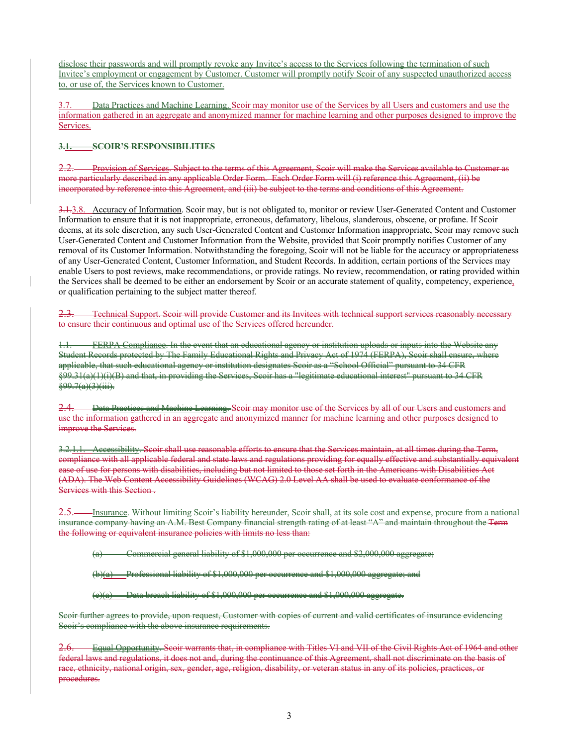disclose their passwords and will promptly revoke any Invitee's access to the Services following the termination of such Invitee's employment or engagement by Customer. Customer will promptly notify Scoir of any suspected unauthorized access to, or use of, the Services known to Customer.

3.7. Data Practices and Machine Learning. Scoir may monitor use of the Services by all Users and customers and use the information gathered in an aggregate and anonymized manner for machine learning and other purposes designed to improve the Services.

~~**3.1. SCOIR'S RESPONSIBILITIES**~~

~~2.2. Provision of Services. Subject to the terms of this Agreement, Scoir will make the Services available to Customer as more particularly described in any applicable Order Form. Each Order Form will (i) reference this Agreement, (ii) be incorporated by reference into this Agreement, and (iii) be subject to the terms and conditions of this Agreement.~~

~~3.1.~~3.8. Accuracy of Information. Scoir may, but is not obligated to, monitor or review User-Generated Content and Customer Information to ensure that it is not inappropriate, erroneous, defamatory, libelous, slanderous, obscene, or profane. If Scoir deems, at its sole discretion, any such User-Generated Content and Customer Information inappropriate, Scoir may remove such User-Generated Content and Customer Information from the Website, provided that Scoir promptly notifies Customer of any removal of its Customer Information. Notwithstanding the foregoing, Scoir will not be liable for the accuracy or appropriateness of any User-Generated Content, Customer Information, and Student Records. In addition, certain portions of the Services may enable Users to post reviews, make recommendations, or provide ratings. No review, recommendation, or rating provided within the Services shall be deemed to be either an endorsement by Scoir or an accurate statement of quality, competency, experience, or qualification pertaining to the subject matter thereof.

~~2.3. Technical Support. Scoir will provide Customer and its Invitees with technical support services reasonably necessary to ensure their continuous and optimal use of the Services offered hereunder.~~

~~1.1. FERPA Compliance. In the event that an educational agency or institution uploads or inputs into the Website any Student Records protected by The Family Educational Rights and Privacy Act of 1974 (FERPA), Scoir shall ensure, where applicable, that such educational agency or institution designates Scoir as a "School Official" pursuant to 34 CFR §99.31(a)(1)(i)(B) and that, in providing the Services, Scoir has a "legitimate educational interest" pursuant to 34 CFR §99.7(a)(3)(iii).~~

~~2.4. Data Practices and Machine Learning. Scoir may monitor use of the Services by all of our Users and customers and use the information gathered in an aggregate and anonymized manner for machine learning and other purposes designed to improve the Services.~~

~~3.2.1.1. Accessibility. Scoir shall use reasonable efforts to ensure that the Services maintain, at all times during the Term, compliance with all applicable federal and state laws and regulations providing for equally effective and substantially equivalent ease of use for persons with disabilities, including but not limited to those set forth in the Americans with Disabilities Act (ADA). The Web Content Accessibility Guidelines (WCAG) 2.0 Level AA shall be used to evaluate conformance of the Services with this Section .~~

~~2.5. Insurance. Without limiting Scoir's liability hereunder, Scoir shall, at its sole cost and expense, procure from a national insurance company having an A.M. Best Company financial strength rating of at least "A" and maintain throughout the Term the following or equivalent insurance policies with limits no less than:~~

~~(a) Commercial general liability of $1,000,000 per occurrence and $2,000,000 aggregate;~~

~~(b)(a) Professional liability of $1,000,000 per occurrence and $1,000,000 aggregate; and~~

~~(c)(a) Data breach liability of $1,000,000 per occurrence and $1,000,000 aggregate.~~

~~Scoir further agrees to provide, upon request, Customer with copies of current and valid certificates of insurance evidencing Scoir's compliance with the above insurance requirements.~~

~~2.6. Equal Opportunity. Scoir warrants that, in compliance with Titles VI and VII of the Civil Rights Act of 1964 and other federal laws and regulations, it does not and, during the continuance of this Agreement, shall not discriminate on the basis of race, ethnicity, national origin, sex, gender, age, religion, disability, or veteran status in any of its policies, practices, or procedures.~~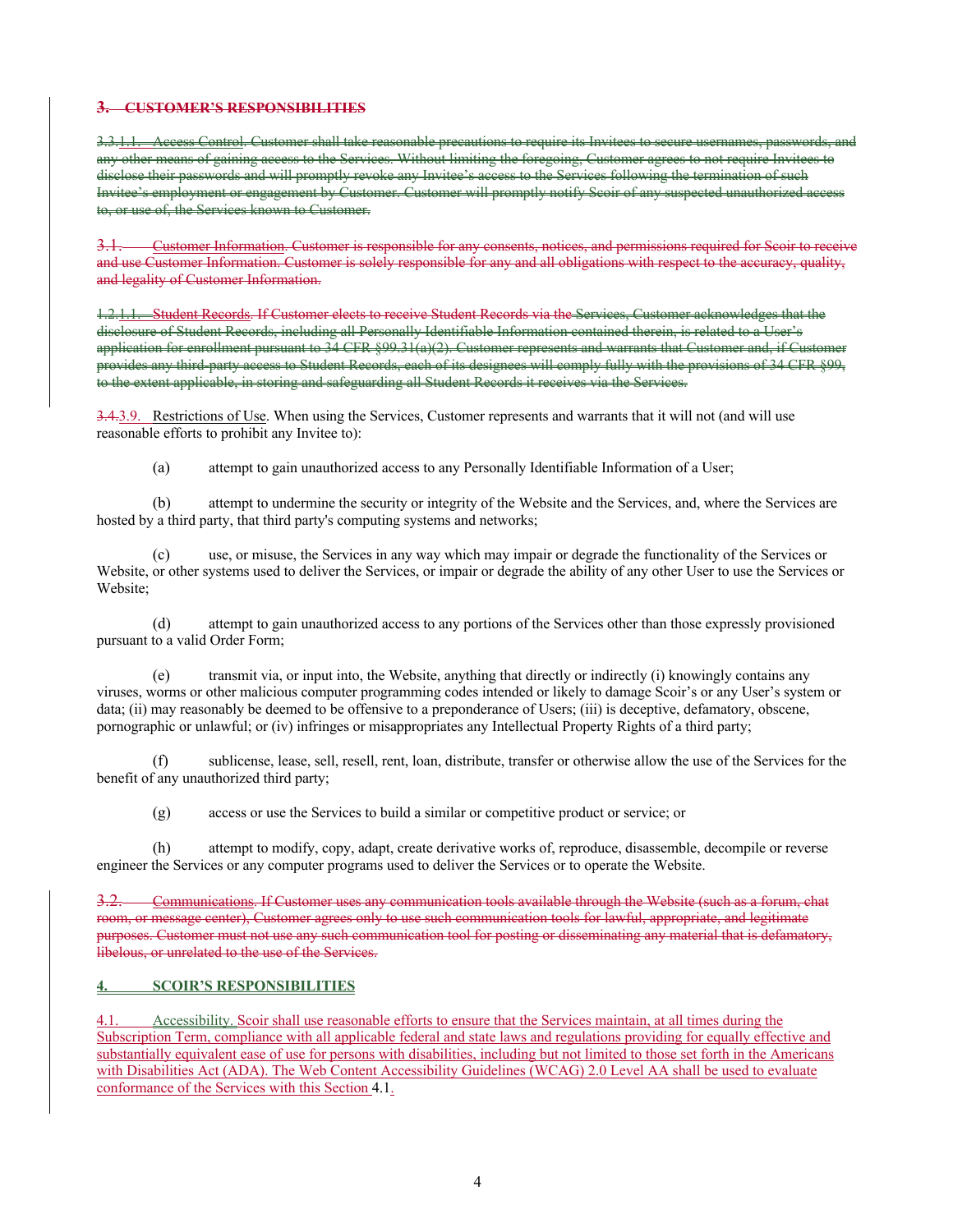~~**3. CUSTOMER'S RESPONSIBILITIES**~~

~~3.3.1.1. Access Control. Customer shall take reasonable precautions to require its Invitees to secure usernames, passwords, and any other means of gaining access to the Services. Without limiting the foregoing, Customer agrees to not require Invitees to disclose their passwords and will promptly revoke any Invitee's access to the Services following the termination of such Invitee's employment or engagement by Customer. Customer will promptly notify Scoir of any suspected unauthorized access to, or use of, the Services known to Customer.~~

~~3.1. Customer Information. Customer is responsible for any consents, notices, and permissions required for Scoir to receive and use Customer Information. Customer is solely responsible for any and all obligations with respect to the accuracy, quality, and legality of Customer Information.~~

~~1.2.1.1. Student Records. If Customer elects to receive Student Records via the Services, Customer acknowledges that the disclosure of Student Records, including all Personally Identifiable Information contained therein, is related to a User's application for enrollment pursuant to 34 CFR §99.31(a)(2). Customer represents and warrants that Customer and, if Customer provides any third-party access to Student Records, each of its designees will comply fully with the provisions of 34 CFR §99, to the extent applicable, in storing and safeguarding all Student Records it receives via the Services.~~

~~3.4.~~3.9. Restrictions of Use. When using the Services, Customer represents and warrants that it will not (and will use reasonable efforts to prohibit any Invitee to):

(a) attempt to gain unauthorized access to any Personally Identifiable Information of a User;

(b) attempt to undermine the security or integrity of the Website and the Services, and, where the Services are hosted by a third party, that third party's computing systems and networks;

(c) use, or misuse, the Services in any way which may impair or degrade the functionality of the Services or Website, or other systems used to deliver the Services, or impair or degrade the ability of any other User to use the Services or Website;

(d) attempt to gain unauthorized access to any portions of the Services other than those expressly provisioned pursuant to a valid Order Form;

(e) transmit via, or input into, the Website, anything that directly or indirectly (i) knowingly contains any viruses, worms or other malicious computer programming codes intended or likely to damage Scoir's or any User's system or data; (ii) may reasonably be deemed to be offensive to a preponderance of Users; (iii) is deceptive, defamatory, obscene, pornographic or unlawful; or (iv) infringes or misappropriates any Intellectual Property Rights of a third party;

(f) sublicense, lease, sell, resell, rent, loan, distribute, transfer or otherwise allow the use of the Services for the benefit of any unauthorized third party;

(g) access or use the Services to build a similar or competitive product or service; or

(h) attempt to modify, copy, adapt, create derivative works of, reproduce, disassemble, decompile or reverse engineer the Services or any computer programs used to deliver the Services or to operate the Website.

~~3.2. Communications. If Customer uses any communication tools available through the Website (such as a forum, chat room, or message center), Customer agrees only to use such communication tools for lawful, appropriate, and legitimate purposes. Customer must not use any such communication tool for posting or disseminating any material that is defamatory, libelous, or unrelated to the use of the Services.~~

**4. SCOIR'S RESPONSIBILITIES**

4.1. Accessibility. Scoir shall use reasonable efforts to ensure that the Services maintain, at all times during the Subscription Term, compliance with all applicable federal and state laws and regulations providing for equally effective and substantially equivalent ease of use for persons with disabilities, including but not limited to those set forth in the Americans with Disabilities Act (ADA). The Web Content Accessibility Guidelines (WCAG) 2.0 Level AA shall be used to evaluate conformance of the Services with this Section 4.1.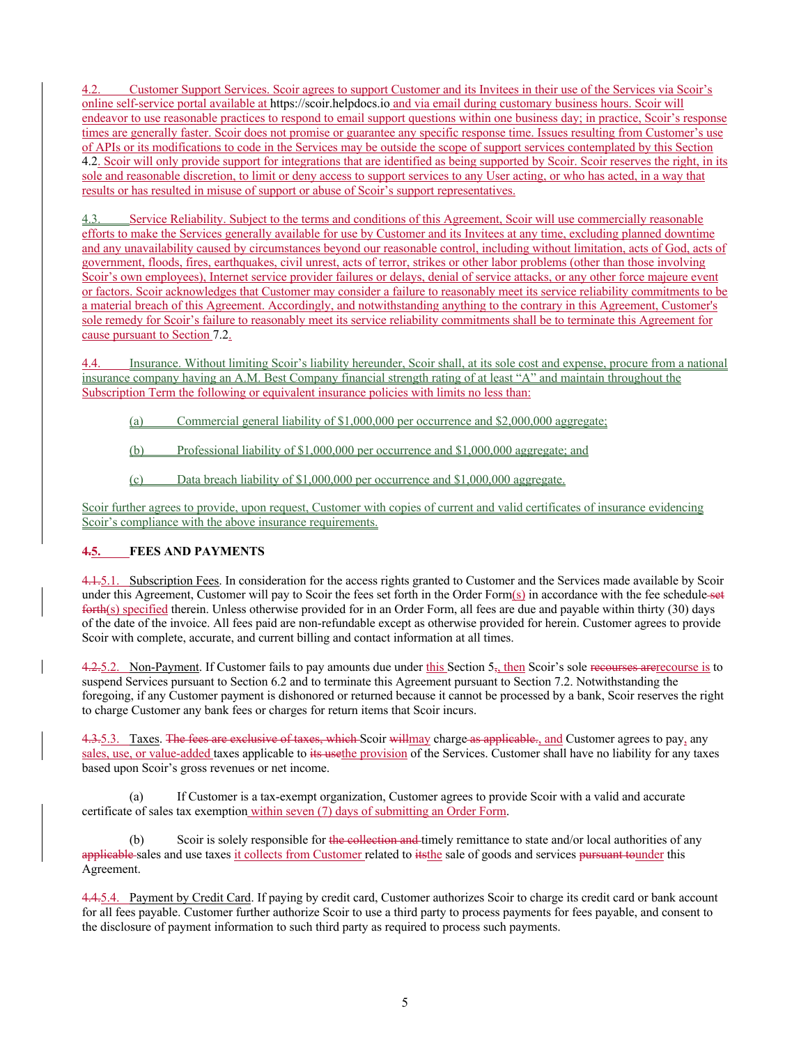4.2. Customer Support Services. Scoir agrees to support Customer and its Invitees in their use of the Services via Scoir's online self-service portal available at https://scoir.helpdocs.io and via email during customary business hours. Scoir will endeavor to use reasonable practices to respond to email support questions within one business day; in practice, Scoir's response times are generally faster. Scoir does not promise or guarantee any specific response time. Issues resulting from Customer's use of APIs or its modifications to code in the Services may be outside the scope of support services contemplated by this Section 4.2. Scoir will only provide support for integrations that are identified as being supported by Scoir. Scoir reserves the right, in its sole and reasonable discretion, to limit or deny access to support services to any User acting, or who has acted, in a way that results or has resulted in misuse of support or abuse of Scoir's support representatives.

4.3. Service Reliability. Subject to the terms and conditions of this Agreement, Scoir will use commercially reasonable efforts to make the Services generally available for use by Customer and its Invitees at any time, excluding planned downtime and any unavailability caused by circumstances beyond our reasonable control, including without limitation, acts of God, acts of government, floods, fires, earthquakes, civil unrest, acts of terror, strikes or other labor problems (other than those involving Scoir's own employees), Internet service provider failures or delays, denial of service attacks, or any other force majeure event or factors. Scoir acknowledges that Customer may consider a failure to reasonably meet its service reliability commitments to be a material breach of this Agreement. Accordingly, and notwithstanding anything to the contrary in this Agreement, Customer's sole remedy for Scoir's failure to reasonably meet its service reliability commitments shall be to terminate this Agreement for cause pursuant to Section 7.2.

4.4. Insurance. Without limiting Scoir's liability hereunder, Scoir shall, at its sole cost and expense, procure from a national insurance company having an A.M. Best Company financial strength rating of at least "A" and maintain throughout the Subscription Term the following or equivalent insurance policies with limits no less than:

(a) Commercial general liability of $1,000,000 per occurrence and $2,000,000 aggregate;

(b) Professional liability of $1,000,000 per occurrence and $1,000,000 aggregate; and

(c) Data breach liability of $1,000,000 per occurrence and $1,000,000 aggregate.

Scoir further agrees to provide, upon request, Customer with copies of current and valid certificates of insurance evidencing Scoir's compliance with the above insurance requirements.

## ~~4.~~5. FEES AND PAYMENTS

~~4.1.~~5.1. Subscription Fees. In consideration for the access rights granted to Customer and the Services made available by Scoir under this Agreement, Customer will pay to Scoir the fees set forth in the Order Form(s) in accordance with the fee schedule ~~set forth~~(s) specified therein. Unless otherwise provided for in an Order Form, all fees are due and payable within thirty (30) days of the date of the invoice. All fees paid are non-refundable except as otherwise provided for herein. Customer agrees to provide Scoir with complete, accurate, and current billing and contact information at all times.

~~4.2.~~5.2. Non-Payment. If Customer fails to pay amounts due under this Section 5~~,~~, then Scoir's sole ~~recourses are~~recourse is to suspend Services pursuant to Section 6.2 and to terminate this Agreement pursuant to Section 7.2. Notwithstanding the foregoing, if any Customer payment is dishonored or returned because it cannot be processed by a bank, Scoir reserves the right to charge Customer any bank fees or charges for return items that Scoir incurs.

~~4.3.~~5.3. Taxes. ~~The fees are exclusive of taxes, which~~ Scoir ~~will~~may charge ~~as applicable.~~, and Customer agrees to pay, any sales, use, or value-added taxes applicable to ~~its use~~the provision of the Services. Customer shall have no liability for any taxes based upon Scoir's gross revenues or net income.

(a) If Customer is a tax-exempt organization, Customer agrees to provide Scoir with a valid and accurate certificate of sales tax exemption within seven (7) days of submitting an Order Form.

(b) Scoir is solely responsible for ~~the collection and~~ timely remittance to state and/or local authorities of any ~~applicable~~ sales and use taxes it collects from Customer related to ~~its~~the sale of goods and services ~~pursuant to~~under this Agreement.

~~4.4.~~5.4. Payment by Credit Card. If paying by credit card, Customer authorizes Scoir to charge its credit card or bank account for all fees payable. Customer further authorize Scoir to use a third party to process payments for fees payable, and consent to the disclosure of payment information to such third party as required to process such payments.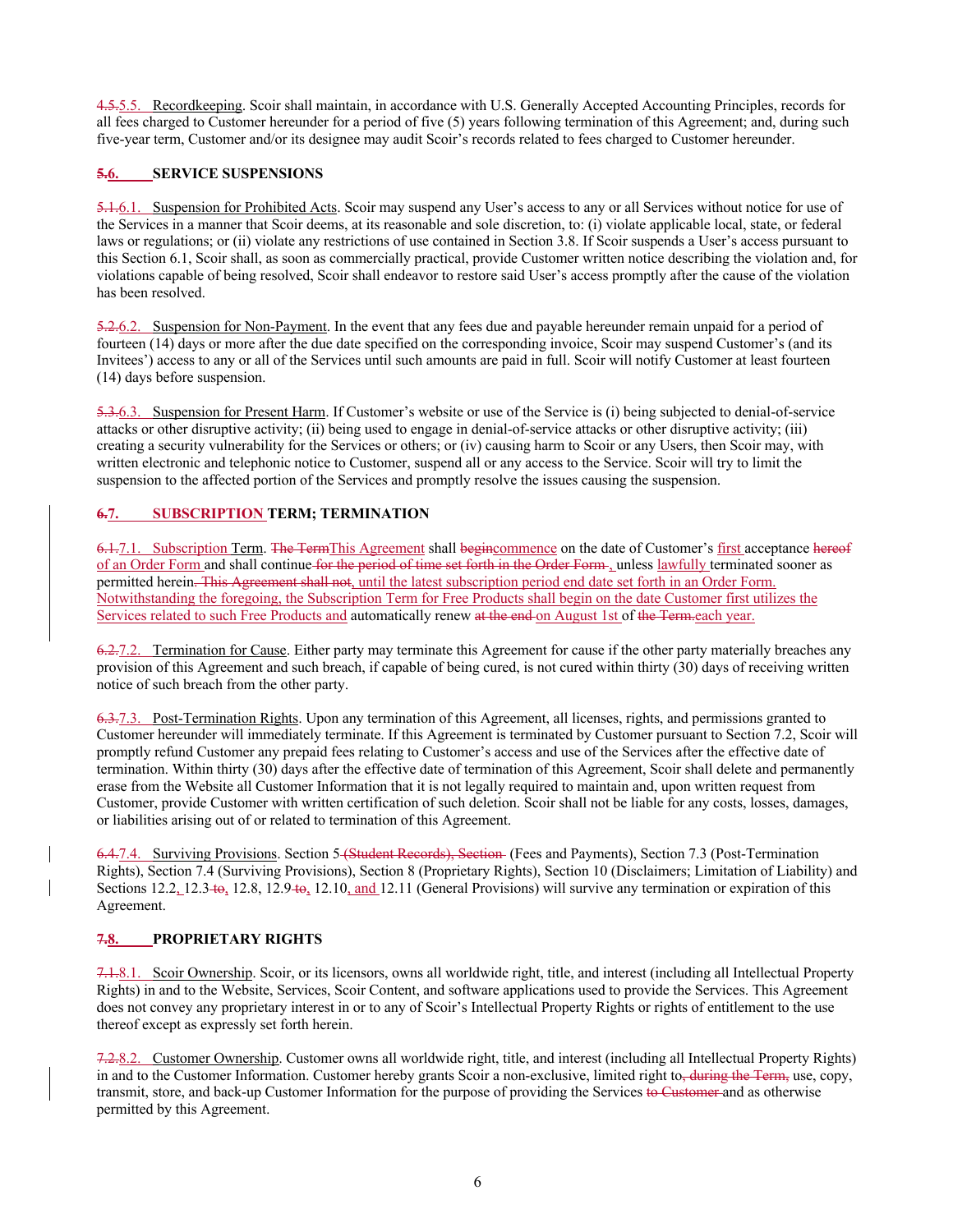~~4.5.~~5.5. Recordkeeping. Scoir shall maintain, in accordance with U.S. Generally Accepted Accounting Principles, records for all fees charged to Customer hereunder for a period of five (5) years following termination of this Agreement; and, during such five-year term, Customer and/or its designee may audit Scoir's records related to fees charged to Customer hereunder.

## ~~5.~~6. SERVICE SUSPENSIONS

~~5.1.~~6.1. Suspension for Prohibited Acts. Scoir may suspend any User's access to any or all Services without notice for use of the Services in a manner that Scoir deems, at its reasonable and sole discretion, to: (i) violate applicable local, state, or federal laws or regulations; or (ii) violate any restrictions of use contained in Section 3.8. If Scoir suspends a User's access pursuant to this Section 6.1, Scoir shall, as soon as commercially practical, provide Customer written notice describing the violation and, for violations capable of being resolved, Scoir shall endeavor to restore said User's access promptly after the cause of the violation has been resolved.

~~5.2.~~6.2. Suspension for Non-Payment. In the event that any fees due and payable hereunder remain unpaid for a period of fourteen (14) days or more after the due date specified on the corresponding invoice, Scoir may suspend Customer's (and its Invitees') access to any or all of the Services until such amounts are paid in full. Scoir will notify Customer at least fourteen (14) days before suspension.

~~5.3.~~6.3. Suspension for Present Harm. If Customer's website or use of the Service is (i) being subjected to denial-of-service attacks or other disruptive activity; (ii) being used to engage in denial-of-service attacks or other disruptive activity; (iii) creating a security vulnerability for the Services or others; or (iv) causing harm to Scoir or any Users, then Scoir may, with written electronic and telephonic notice to Customer, suspend all or any access to the Service. Scoir will try to limit the suspension to the affected portion of the Services and promptly resolve the issues causing the suspension.

## ~~6.~~7. SUBSCRIPTION TERM; TERMINATION

~~6.1.~~7.1. Subscription Term. ~~The Term~~This Agreement shall ~~begin~~commence on the date of Customer's first acceptance ~~hereof~~ of an Order Form and shall continue ~~for the period of time set forth in the Order Form .~~, unless lawfully terminated sooner as permitted herein~~. This Agreement shall not~~, until the latest subscription period end date set forth in an Order Form. Notwithstanding the foregoing, the Subscription Term for Free Products shall begin on the date Customer first utilizes the Services related to such Free Products and automatically renew ~~at the end~~ on August 1st of ~~the Term.~~each year.

~~6.2.~~7.2. Termination for Cause. Either party may terminate this Agreement for cause if the other party materially breaches any provision of this Agreement and such breach, if capable of being cured, is not cured within thirty (30) days of receiving written notice of such breach from the other party.

~~6.3.~~7.3. Post-Termination Rights. Upon any termination of this Agreement, all licenses, rights, and permissions granted to Customer hereunder will immediately terminate. If this Agreement is terminated by Customer pursuant to Section 7.2, Scoir will promptly refund Customer any prepaid fees relating to Customer's access and use of the Services after the effective date of termination. Within thirty (30) days after the effective date of termination of this Agreement, Scoir shall delete and permanently erase from the Website all Customer Information that it is not legally required to maintain and, upon written request from Customer, provide Customer with written certification of such deletion. Scoir shall not be liable for any costs, losses, damages, or liabilities arising out of or related to termination of this Agreement.

~~6.4.~~7.4. Surviving Provisions. Section 5 ~~(Student Records), Section~~ (Fees and Payments), Section 7.3 (Post-Termination Rights), Section 7.4 (Surviving Provisions), Section 8 (Proprietary Rights), Section 10 (Disclaimers; Limitation of Liability) and Sections 12.2, 12.3 ~~to~~, 12.8, 12.9 ~~to~~, 12.10, and 12.11 (General Provisions) will survive any termination or expiration of this Agreement.

## ~~7.~~8. PROPRIETARY RIGHTS

~~7.1.~~8.1. Scoir Ownership. Scoir, or its licensors, owns all worldwide right, title, and interest (including all Intellectual Property Rights) in and to the Website, Services, Scoir Content, and software applications used to provide the Services. This Agreement does not convey any proprietary interest in or to any of Scoir's Intellectual Property Rights or rights of entitlement to the use thereof except as expressly set forth herein.

~~7.2.~~8.2. Customer Ownership. Customer owns all worldwide right, title, and interest (including all Intellectual Property Rights) in and to the Customer Information. Customer hereby grants Scoir a non-exclusive, limited right to~~, during the Term,~~ use, copy, transmit, store, and back-up Customer Information for the purpose of providing the Services ~~to Customer~~ and as otherwise permitted by this Agreement.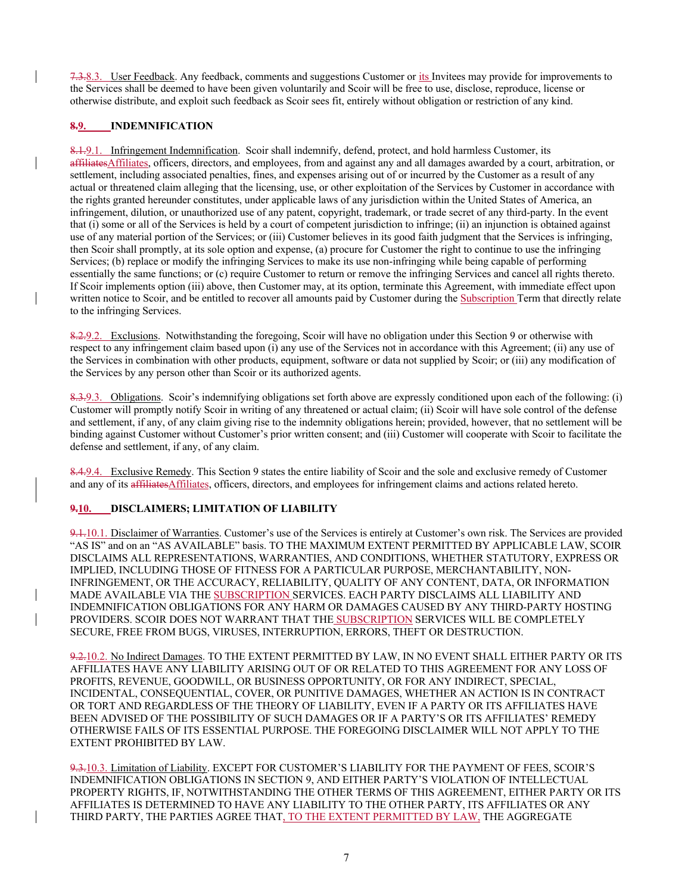~~7.3.~~8.3. User Feedback. Any feedback, comments and suggestions Customer or its Invitees may provide for improvements to the Services shall be deemed to have been given voluntarily and Scoir will be free to use, disclose, reproduce, license or otherwise distribute, and exploit such feedback as Scoir sees fit, entirely without obligation or restriction of any kind.

## ~~8.~~9. INDEMNIFICATION

~~8.1.~~9.1. Infringement Indemnification. Scoir shall indemnify, defend, protect, and hold harmless Customer, its ~~affiliates~~Affiliates, officers, directors, and employees, from and against any and all damages awarded by a court, arbitration, or settlement, including associated penalties, fines, and expenses arising out of or incurred by the Customer as a result of any actual or threatened claim alleging that the licensing, use, or other exploitation of the Services by Customer in accordance with the rights granted hereunder constitutes, under applicable laws of any jurisdiction within the United States of America, an infringement, dilution, or unauthorized use of any patent, copyright, trademark, or trade secret of any third-party. In the event that (i) some or all of the Services is held by a court of competent jurisdiction to infringe; (ii) an injunction is obtained against use of any material portion of the Services; or (iii) Customer believes in its good faith judgment that the Services is infringing, then Scoir shall promptly, at its sole option and expense, (a) procure for Customer the right to continue to use the infringing Services; (b) replace or modify the infringing Services to make its use non-infringing while being capable of performing essentially the same functions; or (c) require Customer to return or remove the infringing Services and cancel all rights thereto. If Scoir implements option (iii) above, then Customer may, at its option, terminate this Agreement, with immediate effect upon written notice to Scoir, and be entitled to recover all amounts paid by Customer during the Subscription Term that directly relate to the infringing Services.

~~8.2.~~9.2. Exclusions. Notwithstanding the foregoing, Scoir will have no obligation under this Section 9 or otherwise with respect to any infringement claim based upon (i) any use of the Services not in accordance with this Agreement; (ii) any use of the Services in combination with other products, equipment, software or data not supplied by Scoir; or (iii) any modification of the Services by any person other than Scoir or its authorized agents.

~~8.3.~~9.3. Obligations. Scoir's indemnifying obligations set forth above are expressly conditioned upon each of the following: (i) Customer will promptly notify Scoir in writing of any threatened or actual claim; (ii) Scoir will have sole control of the defense and settlement, if any, of any claim giving rise to the indemnity obligations herein; provided, however, that no settlement will be binding against Customer without Customer's prior written consent; and (iii) Customer will cooperate with Scoir to facilitate the defense and settlement, if any, of any claim.

~~8.4.~~9.4. Exclusive Remedy. This Section 9 states the entire liability of Scoir and the sole and exclusive remedy of Customer and any of its ~~affiliates~~Affiliates, officers, directors, and employees for infringement claims and actions related hereto.

## ~~9.~~10. DISCLAIMERS; LIMITATION OF LIABILITY

~~9.1.~~10.1. Disclaimer of Warranties. Customer's use of the Services is entirely at Customer's own risk. The Services are provided "AS IS" and on an "AS AVAILABLE" basis. TO THE MAXIMUM EXTENT PERMITTED BY APPLICABLE LAW, SCOIR DISCLAIMS ALL REPRESENTATIONS, WARRANTIES, AND CONDITIONS, WHETHER STATUTORY, EXPRESS OR IMPLIED, INCLUDING THOSE OF FITNESS FOR A PARTICULAR PURPOSE, MERCHANTABILITY, NON-INFRINGEMENT, OR THE ACCURACY, RELIABILITY, QUALITY OF ANY CONTENT, DATA, OR INFORMATION MADE AVAILABLE VIA THE SUBSCRIPTION SERVICES. EACH PARTY DISCLAIMS ALL LIABILITY AND INDEMNIFICATION OBLIGATIONS FOR ANY HARM OR DAMAGES CAUSED BY ANY THIRD-PARTY HOSTING PROVIDERS. SCOIR DOES NOT WARRANT THAT THE SUBSCRIPTION SERVICES WILL BE COMPLETELY SECURE, FREE FROM BUGS, VIRUSES, INTERRUPTION, ERRORS, THEFT OR DESTRUCTION.

~~9.2.~~10.2. No Indirect Damages. TO THE EXTENT PERMITTED BY LAW, IN NO EVENT SHALL EITHER PARTY OR ITS AFFILIATES HAVE ANY LIABILITY ARISING OUT OF OR RELATED TO THIS AGREEMENT FOR ANY LOSS OF PROFITS, REVENUE, GOODWILL, OR BUSINESS OPPORTUNITY, OR FOR ANY INDIRECT, SPECIAL, INCIDENTAL, CONSEQUENTIAL, COVER, OR PUNITIVE DAMAGES, WHETHER AN ACTION IS IN CONTRACT OR TORT AND REGARDLESS OF THE THEORY OF LIABILITY, EVEN IF A PARTY OR ITS AFFILIATES HAVE BEEN ADVISED OF THE POSSIBILITY OF SUCH DAMAGES OR IF A PARTY'S OR ITS AFFILIATES' REMEDY OTHERWISE FAILS OF ITS ESSENTIAL PURPOSE. THE FOREGOING DISCLAIMER WILL NOT APPLY TO THE EXTENT PROHIBITED BY LAW.

~~9.3.~~10.3. Limitation of Liability. EXCEPT FOR CUSTOMER'S LIABILITY FOR THE PAYMENT OF FEES, SCOIR'S INDEMNIFICATION OBLIGATIONS IN SECTION 9, AND EITHER PARTY'S VIOLATION OF INTELLECTUAL PROPERTY RIGHTS, IF, NOTWITHSTANDING THE OTHER TERMS OF THIS AGREEMENT, EITHER PARTY OR ITS AFFILIATES IS DETERMINED TO HAVE ANY LIABILITY TO THE OTHER PARTY, ITS AFFILIATES OR ANY THIRD PARTY, THE PARTIES AGREE THAT, TO THE EXTENT PERMITTED BY LAW, THE AGGREGATE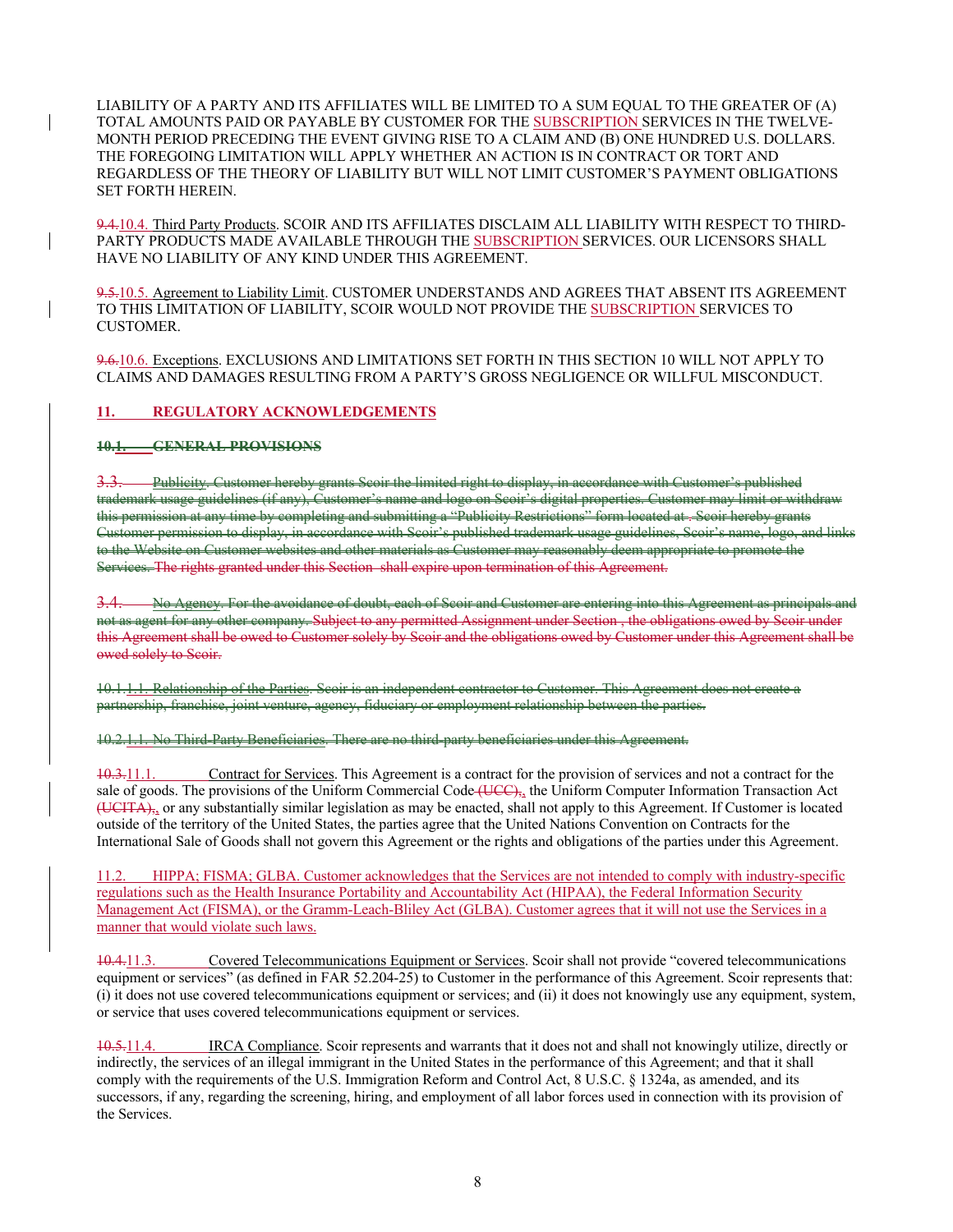LIABILITY OF A PARTY AND ITS AFFILIATES WILL BE LIMITED TO A SUM EQUAL TO THE GREATER OF (A) TOTAL AMOUNTS PAID OR PAYABLE BY CUSTOMER FOR THE SUBSCRIPTION SERVICES IN THE TWELVE-MONTH PERIOD PRECEDING THE EVENT GIVING RISE TO A CLAIM AND (B) ONE HUNDRED U.S. DOLLARS. THE FOREGOING LIMITATION WILL APPLY WHETHER AN ACTION IS IN CONTRACT OR TORT AND REGARDLESS OF THE THEORY OF LIABILITY BUT WILL NOT LIMIT CUSTOMER'S PAYMENT OBLIGATIONS SET FORTH HEREIN.

~~9.4.~~10.4. Third Party Products. SCOIR AND ITS AFFILIATES DISCLAIM ALL LIABILITY WITH RESPECT TO THIRD-PARTY PRODUCTS MADE AVAILABLE THROUGH THE SUBSCRIPTION SERVICES. OUR LICENSORS SHALL HAVE NO LIABILITY OF ANY KIND UNDER THIS AGREEMENT.

~~9.5.~~10.5. Agreement to Liability Limit. CUSTOMER UNDERSTANDS AND AGREES THAT ABSENT ITS AGREEMENT TO THIS LIMITATION OF LIABILITY, SCOIR WOULD NOT PROVIDE THE SUBSCRIPTION SERVICES TO CUSTOMER.

~~9.6.~~10.6. Exceptions. EXCLUSIONS AND LIMITATIONS SET FORTH IN THIS SECTION 10 WILL NOT APPLY TO CLAIMS AND DAMAGES RESULTING FROM A PARTY'S GROSS NEGLIGENCE OR WILLFUL MISCONDUCT.

**11. REGULATORY ACKNOWLEDGEMENTS**

~~**10.1. GENERAL PROVISIONS**~~

~~3.3. Publicity. Customer hereby grants Scoir the limited right to display, in accordance with Customer's published trademark usage guidelines (if any), Customer's name and logo on Scoir's digital properties. Customer may limit or withdraw this permission at any time by completing and submitting a "Publicity Restrictions" form located at . Scoir hereby grants Customer permission to display, in accordance with Scoir's published trademark usage guidelines, Scoir's name, logo, and links to the Website on Customer websites and other materials as Customer may reasonably deem appropriate to promote the Services. The rights granted under this Section shall expire upon termination of this Agreement.~~

~~3.4. No Agency. For the avoidance of doubt, each of Scoir and Customer are entering into this Agreement as principals and not as agent for any other company. Subject to any permitted Assignment under Section , the obligations owed by Scoir under this Agreement shall be owed to Customer solely by Scoir and the obligations owed by Customer under this Agreement shall be owed solely to Scoir.~~

~~10.1.1.1. Relationship of the Parties. Scoir is an independent contractor to Customer. This Agreement does not create a partnership, franchise, joint venture, agency, fiduciary or employment relationship between the parties.~~

~~10.2.1.1. No Third-Party Beneficiaries. There are no third-party beneficiaries under this Agreement.~~

~~10.3.~~11.1. Contract for Services. This Agreement is a contract for the provision of services and not a contract for the sale of goods. The provisions of the Uniform Commercial Code ~~(UCC),~~, the Uniform Computer Information Transaction Act ~~(UCITA),~~, or any substantially similar legislation as may be enacted, shall not apply to this Agreement. If Customer is located outside of the territory of the United States, the parties agree that the United Nations Convention on Contracts for the International Sale of Goods shall not govern this Agreement or the rights and obligations of the parties under this Agreement.

11.2. HIPPA; FISMA; GLBA. Customer acknowledges that the Services are not intended to comply with industry-specific regulations such as the Health Insurance Portability and Accountability Act (HIPAA), the Federal Information Security Management Act (FISMA), or the Gramm-Leach-Bliley Act (GLBA). Customer agrees that it will not use the Services in a manner that would violate such laws.

~~10.4.~~11.3. Covered Telecommunications Equipment or Services. Scoir shall not provide "covered telecommunications equipment or services" (as defined in FAR 52.204-25) to Customer in the performance of this Agreement. Scoir represents that: (i) it does not use covered telecommunications equipment or services; and (ii) it does not knowingly use any equipment, system, or service that uses covered telecommunications equipment or services.

~~10.5.~~11.4. IRCA Compliance. Scoir represents and warrants that it does not and shall not knowingly utilize, directly or indirectly, the services of an illegal immigrant in the United States in the performance of this Agreement; and that it shall comply with the requirements of the U.S. Immigration Reform and Control Act, 8 U.S.C. § 1324a, as amended, and its successors, if any, regarding the screening, hiring, and employment of all labor forces used in connection with its provision of the Services.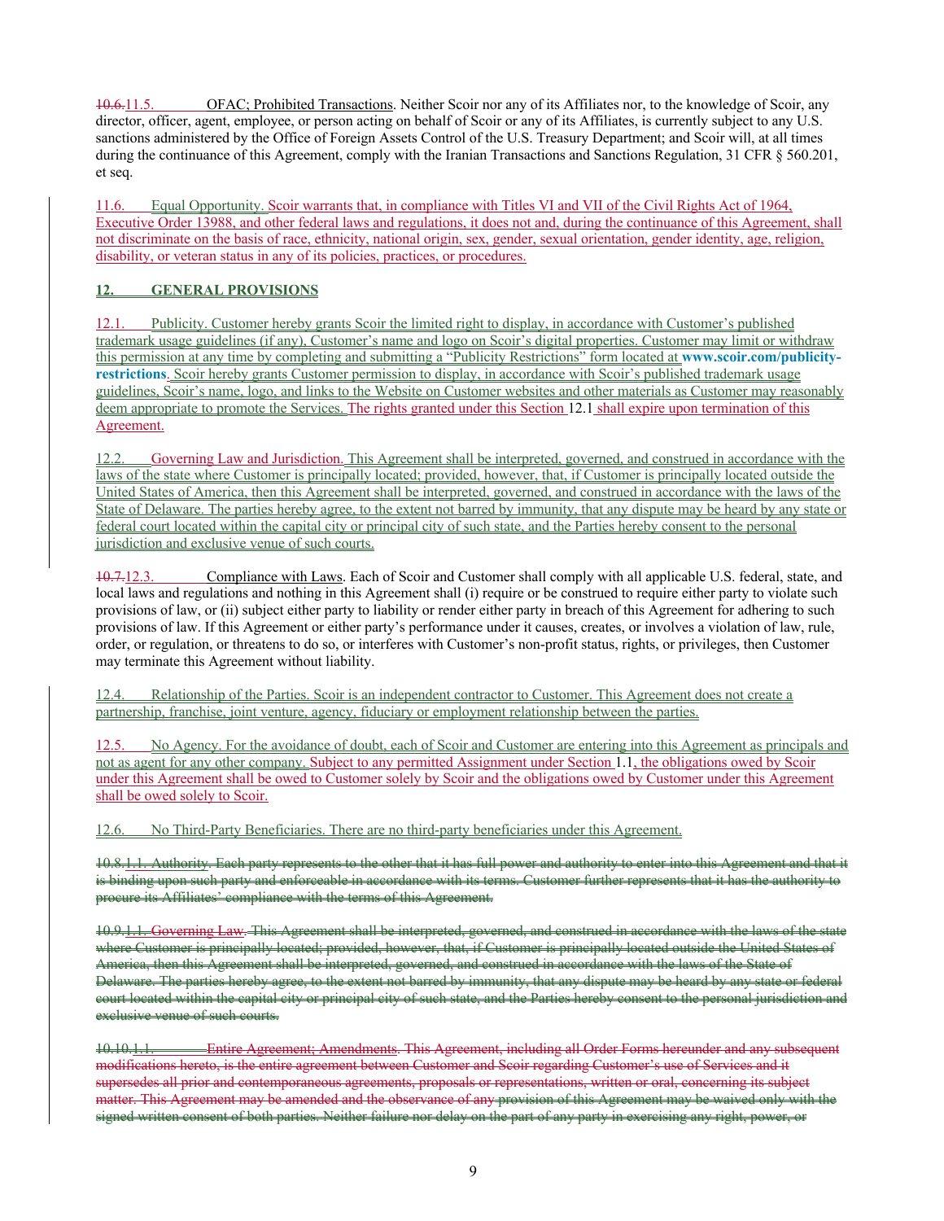~~10.6.~~11.5. OFAC; Prohibited Transactions. Neither Scoir nor any of its Affiliates nor, to the knowledge of Scoir, any director, officer, agent, employee, or person acting on behalf of Scoir or any of its Affiliates, is currently subject to any U.S. sanctions administered by the Office of Foreign Assets Control of the U.S. Treasury Department; and Scoir will, at all times during the continuance of this Agreement, comply with the Iranian Transactions and Sanctions Regulation, 31 CFR § 560.201, et seq.

11.6. Equal Opportunity. Scoir warrants that, in compliance with Titles VI and VII of the Civil Rights Act of 1964, Executive Order 13988, and other federal laws and regulations, it does not and, during the continuance of this Agreement, shall not discriminate on the basis of race, ethnicity, national origin, sex, gender, sexual orientation, gender identity, age, religion, disability, or veteran status in any of its policies, practices, or procedures.

## 12. GENERAL PROVISIONS

12.1. Publicity. Customer hereby grants Scoir the limited right to display, in accordance with Customer's published trademark usage guidelines (if any), Customer's name and logo on Scoir's digital properties. Customer may limit or withdraw this permission at any time by completing and submitting a "Publicity Restrictions" form located at **www.scoir.com/publicity-restrictions**. Scoir hereby grants Customer permission to display, in accordance with Scoir's published trademark usage guidelines, Scoir's name, logo, and links to the Website on Customer websites and other materials as Customer may reasonably deem appropriate to promote the Services. The rights granted under this Section 12.1 shall expire upon termination of this Agreement.

12.2. Governing Law and Jurisdiction. This Agreement shall be interpreted, governed, and construed in accordance with the laws of the state where Customer is principally located; provided, however, that, if Customer is principally located outside the United States of America, then this Agreement shall be interpreted, governed, and construed in accordance with the laws of the State of Delaware. The parties hereby agree, to the extent not barred by immunity, that any dispute may be heard by any state or federal court located within the capital city or principal city of such state, and the Parties hereby consent to the personal jurisdiction and exclusive venue of such courts.

~~10.7.~~12.3. Compliance with Laws. Each of Scoir and Customer shall comply with all applicable U.S. federal, state, and local laws and regulations and nothing in this Agreement shall (i) require or be construed to require either party to violate such provisions of law, or (ii) subject either party to liability or render either party in breach of this Agreement for adhering to such provisions of law. If this Agreement or either party's performance under it causes, creates, or involves a violation of law, rule, order, or regulation, or threatens to do so, or interferes with Customer's non-profit status, rights, or privileges, then Customer may terminate this Agreement without liability.

12.4. Relationship of the Parties. Scoir is an independent contractor to Customer. This Agreement does not create a partnership, franchise, joint venture, agency, fiduciary or employment relationship between the parties.

12.5. No Agency. For the avoidance of doubt, each of Scoir and Customer are entering into this Agreement as principals and not as agent for any other company. Subject to any permitted Assignment under Section 1.1, the obligations owed by Scoir under this Agreement shall be owed to Customer solely by Scoir and the obligations owed by Customer under this Agreement shall be owed solely to Scoir.

12.6. No Third-Party Beneficiaries. There are no third-party beneficiaries under this Agreement.

~~10.8.1.1. Authority. Each party represents to the other that it has full power and authority to enter into this Agreement and that it is binding upon such party and enforceable in accordance with its terms. Customer further represents that it has the authority to procure its Affiliates' compliance with the terms of this Agreement.~~

~~10.9.1.1. Governing Law. This Agreement shall be interpreted, governed, and construed in accordance with the laws of the state where Customer is principally located; provided, however, that, if Customer is principally located outside the United States of America, then this Agreement shall be interpreted, governed, and construed in accordance with the laws of the State of Delaware. The parties hereby agree, to the extent not barred by immunity, that any dispute may be heard by any state or federal court located within the capital city or principal city of such state, and the Parties hereby consent to the personal jurisdiction and exclusive venue of such courts.~~

~~10.10.1.1. Entire Agreement; Amendments. This Agreement, including all Order Forms hereunder and any subsequent modifications hereto, is the entire agreement between Customer and Scoir regarding Customer's use of Services and it supersedes all prior and contemporaneous agreements, proposals or representations, written or oral, concerning its subject matter. This Agreement may be amended and the observance of any provision of this Agreement may be waived only with the signed written consent of both parties. Neither failure nor delay on the part of any party in exercising any right, power, or~~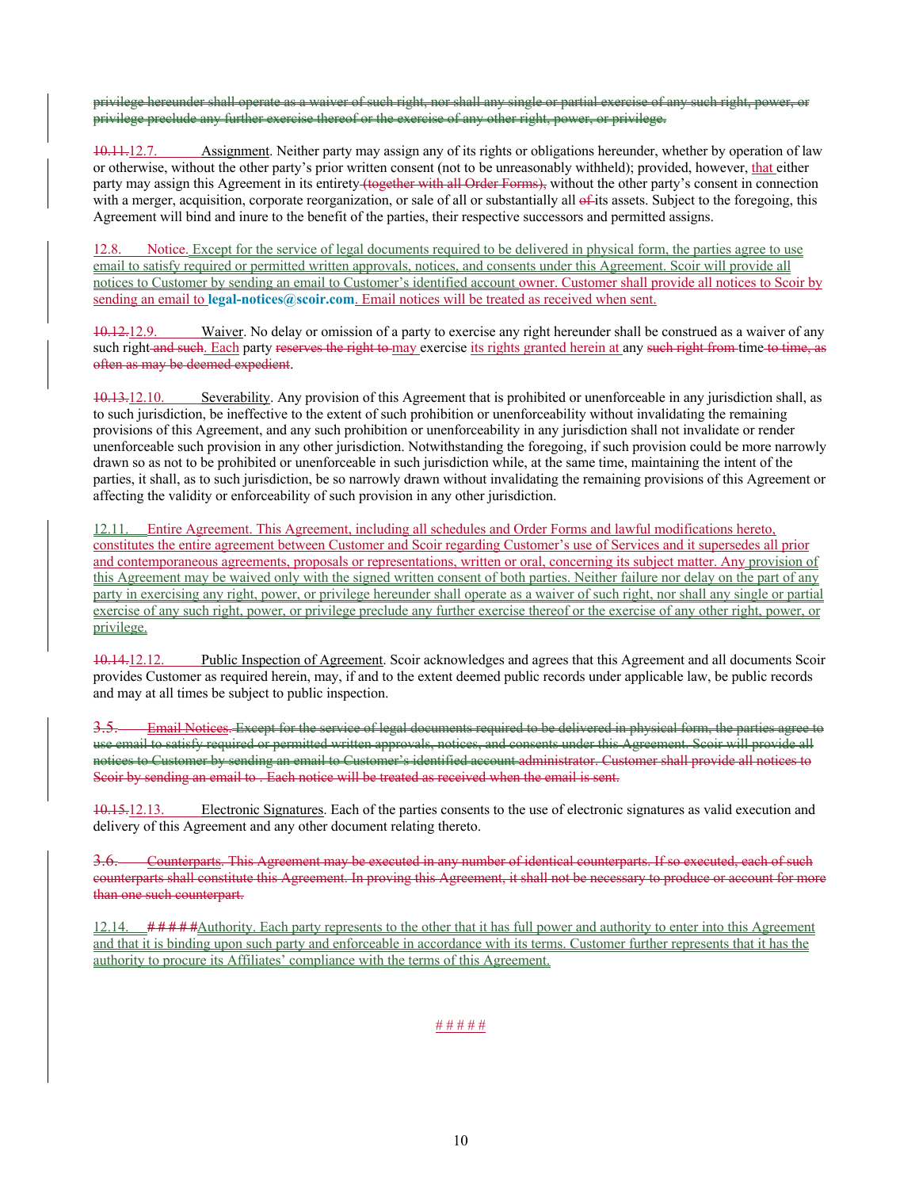~~privilege hereunder shall operate as a waiver of such right, nor shall any single or partial exercise of any such right, power, or privilege preclude any further exercise thereof or the exercise of any other right, power, or privilege.~~

~~10.11.~~12.7. Assignment. Neither party may assign any of its rights or obligations hereunder, whether by operation of law or otherwise, without the other party's prior written consent (not to be unreasonably withheld); provided, however, that either party may assign this Agreement in its entirety ~~(together with all Order Forms),~~ without the other party's consent in connection with a merger, acquisition, corporate reorganization, or sale of all or substantially all ~~of~~ its assets. Subject to the foregoing, this Agreement will bind and inure to the benefit of the parties, their respective successors and permitted assigns.

12.8. Notice. Except for the service of legal documents required to be delivered in physical form, the parties agree to use email to satisfy required or permitted written approvals, notices, and consents under this Agreement. Scoir will provide all notices to Customer by sending an email to Customer's identified account owner. Customer shall provide all notices to Scoir by sending an email to **legal-notices@scoir.com**. Email notices will be treated as received when sent.

~~10.12.~~12.9. Waiver. No delay or omission of a party to exercise any right hereunder shall be construed as a waiver of any such right ~~and such~~. Each party ~~reserves the right to~~ may exercise its rights granted herein at any ~~such right from~~ time ~~to time, as often as may be deemed expedient~~.

~~10.13.~~12.10. Severability. Any provision of this Agreement that is prohibited or unenforceable in any jurisdiction shall, as to such jurisdiction, be ineffective to the extent of such prohibition or unenforceability without invalidating the remaining provisions of this Agreement, and any such prohibition or unenforceability in any jurisdiction shall not invalidate or render unenforceable such provision in any other jurisdiction. Notwithstanding the foregoing, if such provision could be more narrowly drawn so as not to be prohibited or unenforceable in such jurisdiction while, at the same time, maintaining the intent of the parties, it shall, as to such jurisdiction, be so narrowly drawn without invalidating the remaining provisions of this Agreement or affecting the validity or enforceability of such provision in any other jurisdiction.

12.11. Entire Agreement. This Agreement, including all schedules and Order Forms and lawful modifications hereto, constitutes the entire agreement between Customer and Scoir regarding Customer's use of Services and it supersedes all prior and contemporaneous agreements, proposals or representations, written or oral, concerning its subject matter. Any provision of this Agreement may be waived only with the signed written consent of both parties. Neither failure nor delay on the part of any party in exercising any right, power, or privilege hereunder shall operate as a waiver of such right, nor shall any single or partial exercise of any such right, power, or privilege preclude any further exercise thereof or the exercise of any other right, power, or privilege.

~~10.14.~~12.12. Public Inspection of Agreement. Scoir acknowledges and agrees that this Agreement and all documents Scoir provides Customer as required herein, may, if and to the extent deemed public records under applicable law, be public records and may at all times be subject to public inspection.

~~3.5. Email Notices. Except for the service of legal documents required to be delivered in physical form, the parties agree to use email to satisfy required or permitted written approvals, notices, and consents under this Agreement. Scoir will provide all notices to Customer by sending an email to Customer's identified account administrator. Customer shall provide all notices to Scoir by sending an email to . Each notice will be treated as received when the email is sent.~~

~~10.15.~~12.13. Electronic Signatures. Each of the parties consents to the use of electronic signatures as valid execution and delivery of this Agreement and any other document relating thereto.

~~3.6. Counterparts. This Agreement may be executed in any number of identical counterparts. If so executed, each of such counterparts shall constitute this Agreement. In proving this Agreement, it shall not be necessary to produce or account for more than one such counterpart.~~

12.14. # # # # #Authority. Each party represents to the other that it has full power and authority to enter into this Agreement and that it is binding upon such party and enforceable in accordance with its terms. Customer further represents that it has the authority to procure its Affiliates' compliance with the terms of this Agreement.

# # # # #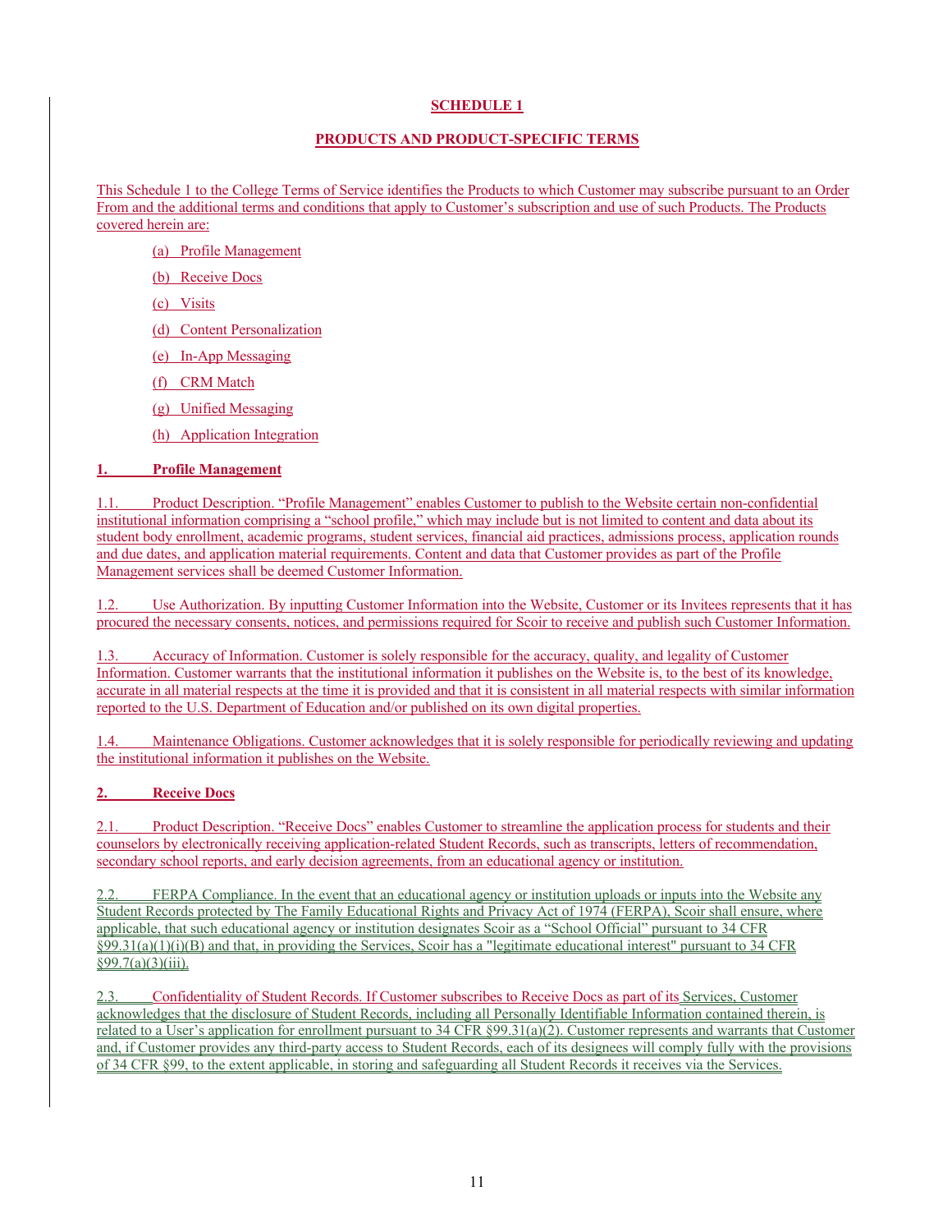**SCHEDULE 1**

**PRODUCTS AND PRODUCT-SPECIFIC TERMS**

This Schedule 1 to the College Terms of Service identifies the Products to which Customer may subscribe pursuant to an Order From and the additional terms and conditions that apply to Customer's subscription and use of such Products. The Products covered herein are:

(a) Profile Management

(b) Receive Docs

(c) Visits

(d) Content Personalization

(e) In-App Messaging

(f) CRM Match

(g) Unified Messaging

(h) Application Integration

**1. Profile Management**

1.1. Product Description. "Profile Management" enables Customer to publish to the Website certain non-confidential institutional information comprising a "school profile," which may include but is not limited to content and data about its student body enrollment, academic programs, student services, financial aid practices, admissions process, application rounds and due dates, and application material requirements. Content and data that Customer provides as part of the Profile Management services shall be deemed Customer Information.

1.2. Use Authorization. By inputting Customer Information into the Website, Customer or its Invitees represents that it has procured the necessary consents, notices, and permissions required for Scoir to receive and publish such Customer Information.

1.3. Accuracy of Information. Customer is solely responsible for the accuracy, quality, and legality of Customer Information. Customer warrants that the institutional information it publishes on the Website is, to the best of its knowledge, accurate in all material respects at the time it is provided and that it is consistent in all material respects with similar information reported to the U.S. Department of Education and/or published on its own digital properties.

1.4. Maintenance Obligations. Customer acknowledges that it is solely responsible for periodically reviewing and updating the institutional information it publishes on the Website.

**2. Receive Docs**

2.1. Product Description. "Receive Docs" enables Customer to streamline the application process for students and their counselors by electronically receiving application-related Student Records, such as transcripts, letters of recommendation, secondary school reports, and early decision agreements, from an educational agency or institution.

2.2. FERPA Compliance. In the event that an educational agency or institution uploads or inputs into the Website any Student Records protected by The Family Educational Rights and Privacy Act of 1974 (FERPA), Scoir shall ensure, where applicable, that such educational agency or institution designates Scoir as a "School Official" pursuant to 34 CFR §99.31(a)(1)(i)(B) and that, in providing the Services, Scoir has a "legitimate educational interest" pursuant to 34 CFR §99.7(a)(3)(iii).

2.3. Confidentiality of Student Records. If Customer subscribes to Receive Docs as part of its Services, Customer acknowledges that the disclosure of Student Records, including all Personally Identifiable Information contained therein, is related to a User's application for enrollment pursuant to 34 CFR §99.31(a)(2). Customer represents and warrants that Customer and, if Customer provides any third-party access to Student Records, each of its designees will comply fully with the provisions of 34 CFR §99, to the extent applicable, in storing and safeguarding all Student Records it receives via the Services.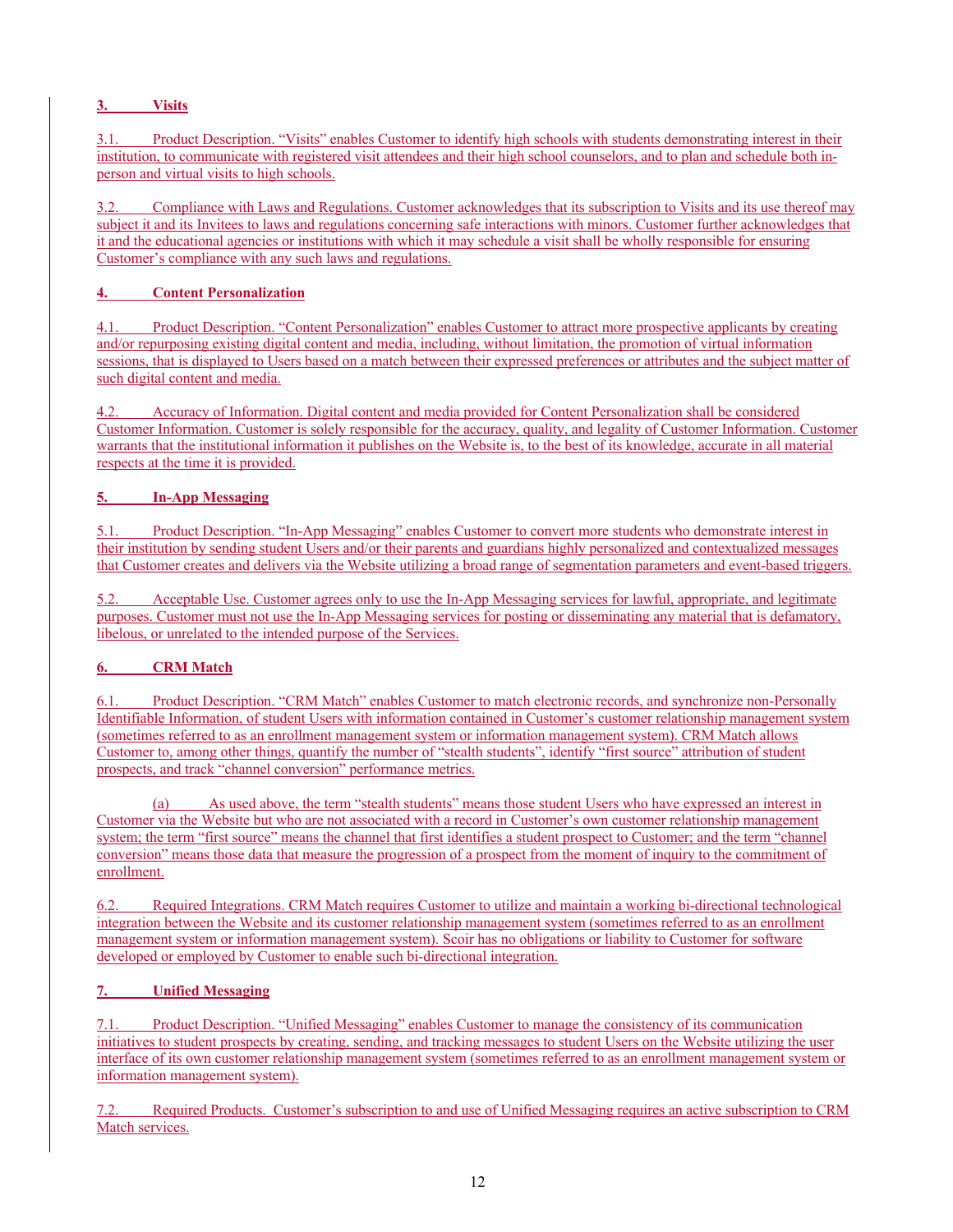## 3. Visits

3.1. Product Description. “Visits” enables Customer to identify high schools with students demonstrating interest in their institution, to communicate with registered visit attendees and their high school counselors, and to plan and schedule both in-person and virtual visits to high schools.

3.2. Compliance with Laws and Regulations. Customer acknowledges that its subscription to Visits and its use thereof may subject it and its Invitees to laws and regulations concerning safe interactions with minors. Customer further acknowledges that it and the educational agencies or institutions with which it may schedule a visit shall be wholly responsible for ensuring Customer’s compliance with any such laws and regulations.

## 4. Content Personalization

4.1. Product Description. “Content Personalization” enables Customer to attract more prospective applicants by creating and/or repurposing existing digital content and media, including, without limitation, the promotion of virtual information sessions, that is displayed to Users based on a match between their expressed preferences or attributes and the subject matter of such digital content and media.

4.2. Accuracy of Information. Digital content and media provided for Content Personalization shall be considered Customer Information. Customer is solely responsible for the accuracy, quality, and legality of Customer Information. Customer warrants that the institutional information it publishes on the Website is, to the best of its knowledge, accurate in all material respects at the time it is provided.

## 5. In-App Messaging

5.1. Product Description. “In-App Messaging” enables Customer to convert more students who demonstrate interest in their institution by sending student Users and/or their parents and guardians highly personalized and contextualized messages that Customer creates and delivers via the Website utilizing a broad range of segmentation parameters and event-based triggers.

5.2. Acceptable Use. Customer agrees only to use the In-App Messaging services for lawful, appropriate, and legitimate purposes. Customer must not use the In-App Messaging services for posting or disseminating any material that is defamatory, libelous, or unrelated to the intended purpose of the Services.

## 6. CRM Match

6.1. Product Description. “CRM Match” enables Customer to match electronic records, and synchronize non-Personally Identifiable Information, of student Users with information contained in Customer’s customer relationship management system (sometimes referred to as an enrollment management system or information management system). CRM Match allows Customer to, among other things, quantify the number of “stealth students”, identify “first source” attribution of student prospects, and track “channel conversion” performance metrics.

(a) As used above, the term “stealth students” means those student Users who have expressed an interest in Customer via the Website but who are not associated with a record in Customer’s own customer relationship management system; the term “first source” means the channel that first identifies a student prospect to Customer; and the term “channel conversion” means those data that measure the progression of a prospect from the moment of inquiry to the commitment of enrollment.

6.2. Required Integrations. CRM Match requires Customer to utilize and maintain a working bi-directional technological integration between the Website and its customer relationship management system (sometimes referred to as an enrollment management system or information management system). Scoir has no obligations or liability to Customer for software developed or employed by Customer to enable such bi-directional integration.

## 7. Unified Messaging

7.1. Product Description. “Unified Messaging” enables Customer to manage the consistency of its communication initiatives to student prospects by creating, sending, and tracking messages to student Users on the Website utilizing the user interface of its own customer relationship management system (sometimes referred to as an enrollment management system or information management system).

7.2. Required Products. Customer’s subscription to and use of Unified Messaging requires an active subscription to CRM Match services.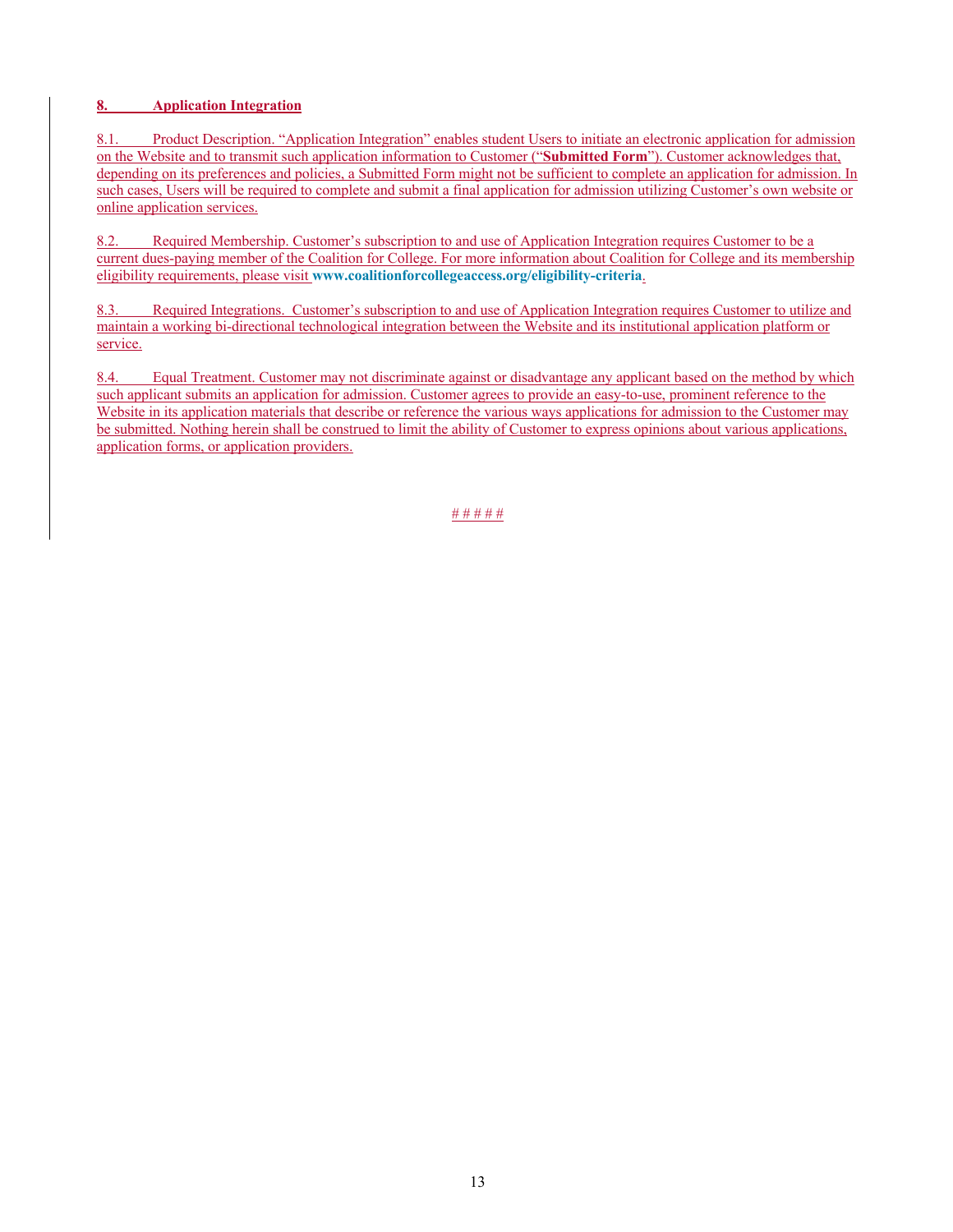**8. Application Integration**

8.1. Product Description. "Application Integration" enables student Users to initiate an electronic application for admission on the Website and to transmit such application information to Customer ("**Submitted Form**"). Customer acknowledges that, depending on its preferences and policies, a Submitted Form might not be sufficient to complete an application for admission. In such cases, Users will be required to complete and submit a final application for admission utilizing Customer's own website or online application services.

8.2. Required Membership. Customer's subscription to and use of Application Integration requires Customer to be a current dues-paying member of the Coalition for College. For more information about Coalition for College and its membership eligibility requirements, please visit **www.coalitionforcollegeaccess.org/eligibility-criteria**.

8.3. Required Integrations. Customer's subscription to and use of Application Integration requires Customer to utilize and maintain a working bi-directional technological integration between the Website and its institutional application platform or service.

8.4. Equal Treatment. Customer may not discriminate against or disadvantage any applicant based on the method by which such applicant submits an application for admission. Customer agrees to provide an easy-to-use, prominent reference to the Website in its application materials that describe or reference the various ways applications for admission to the Customer may be submitted. Nothing herein shall be construed to limit the ability of Customer to express opinions about various applications, application forms, or application providers.

# # # # #